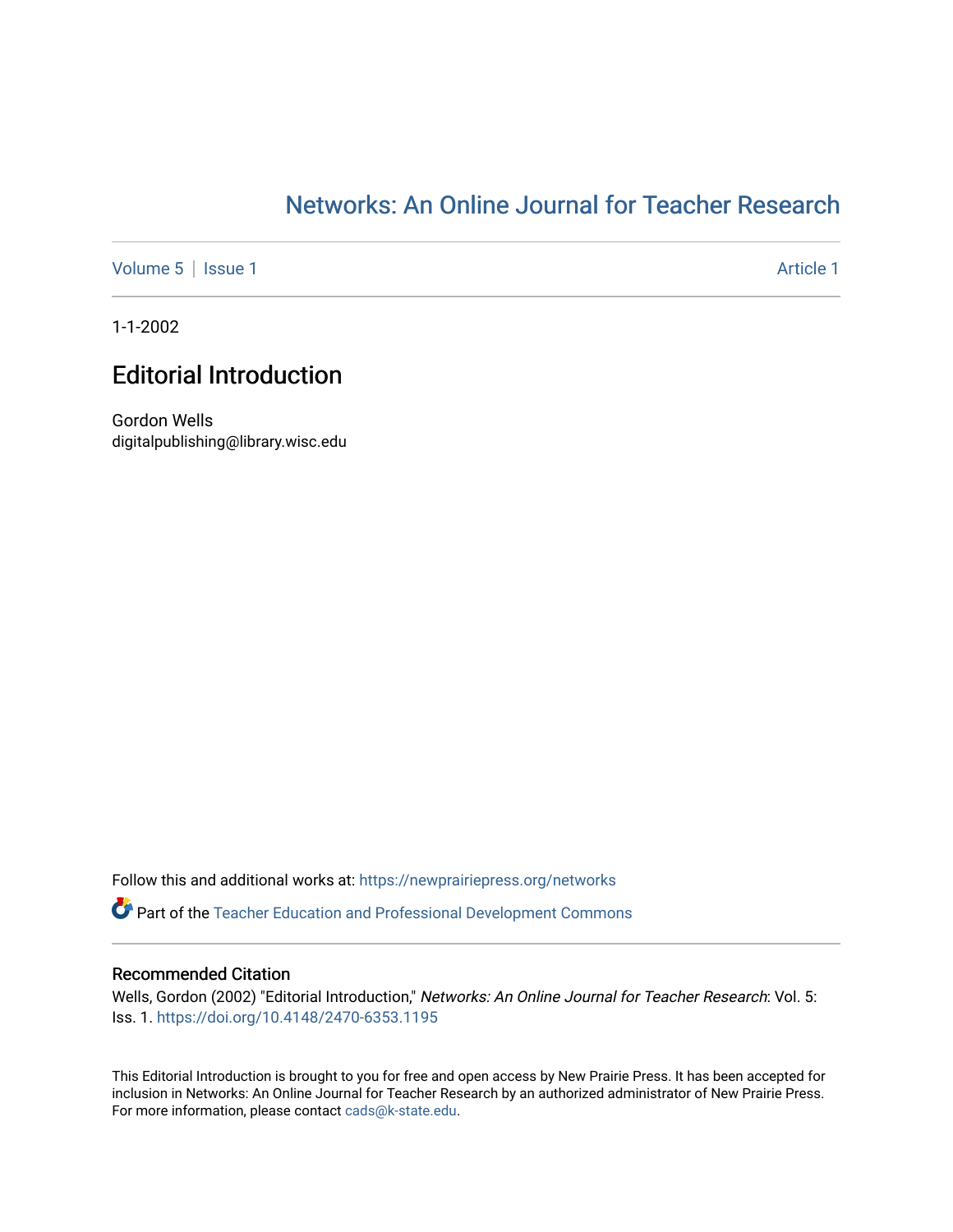# Networks: An Online Journal for Teacher Research

Volume 5 | Issue 1 Article 1

1-1-2002

## Editorial Introduction

Gordon Wells
digitalpublishing@library.wisc.edu

Follow this and additional works at: https://newprairiepress.org/networks

Part of the Teacher Education and Professional Development Commons

### Recommended Citation

Wells, Gordon (2002) "Editorial Introduction," *Networks: An Online Journal for Teacher Research*: Vol. 5: Iss. 1. https://doi.org/10.4148/2470-6353.1195

This Editorial Introduction is brought to you for free and open access by New Prairie Press. It has been accepted for inclusion in Networks: An Online Journal for Teacher Research by an authorized administrator of New Prairie Press. For more information, please contact cads@k-state.edu.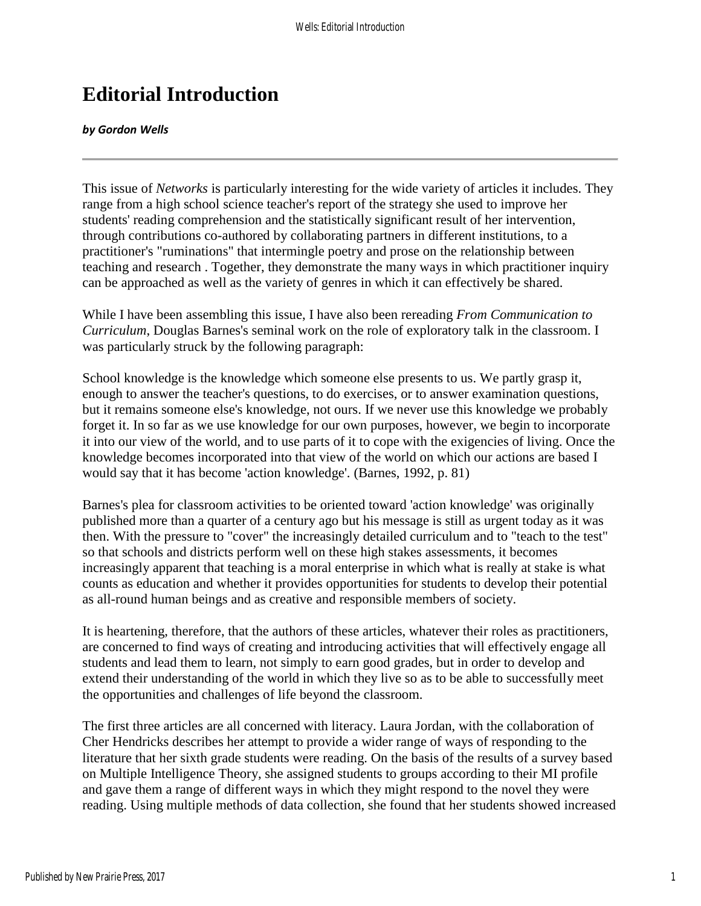# Editorial Introduction

***by Gordon Wells***

---

This issue of *Networks* is particularly interesting for the wide variety of articles it includes. They range from a high school science teacher's report of the strategy she used to improve her students' reading comprehension and the statistically significant result of her intervention, through contributions co-authored by collaborating partners in different institutions, to a practitioner's "ruminations" that intermingle poetry and prose on the relationship between teaching and research . Together, they demonstrate the many ways in which practitioner inquiry can be approached as well as the variety of genres in which it can effectively be shared.

While I have been assembling this issue, I have also been rereading *From Communication to Curriculum*, Douglas Barnes's seminal work on the role of exploratory talk in the classroom. I was particularly struck by the following paragraph:

School knowledge is the knowledge which someone else presents to us. We partly grasp it, enough to answer the teacher's questions, to do exercises, or to answer examination questions, but it remains someone else's knowledge, not ours. If we never use this knowledge we probably forget it. In so far as we use knowledge for our own purposes, however, we begin to incorporate it into our view of the world, and to use parts of it to cope with the exigencies of living. Once the knowledge becomes incorporated into that view of the world on which our actions are based I would say that it has become 'action knowledge'. (Barnes, 1992, p. 81)

Barnes's plea for classroom activities to be oriented toward 'action knowledge' was originally published more than a quarter of a century ago but his message is still as urgent today as it was then. With the pressure to "cover" the increasingly detailed curriculum and to "teach to the test" so that schools and districts perform well on these high stakes assessments, it becomes increasingly apparent that teaching is a moral enterprise in which what is really at stake is what counts as education and whether it provides opportunities for students to develop their potential as all-round human beings and as creative and responsible members of society.

It is heartening, therefore, that the authors of these articles, whatever their roles as practitioners, are concerned to find ways of creating and introducing activities that will effectively engage all students and lead them to learn, not simply to earn good grades, but in order to develop and extend their understanding of the world in which they live so as to be able to successfully meet the opportunities and challenges of life beyond the classroom.

The first three articles are all concerned with literacy. Laura Jordan, with the collaboration of Cher Hendricks describes her attempt to provide a wider range of ways of responding to the literature that her sixth grade students were reading. On the basis of the results of a survey based on Multiple Intelligence Theory, she assigned students to groups according to their MI profile and gave them a range of different ways in which they might respond to the novel they were reading. Using multiple methods of data collection, she found that her students showed increased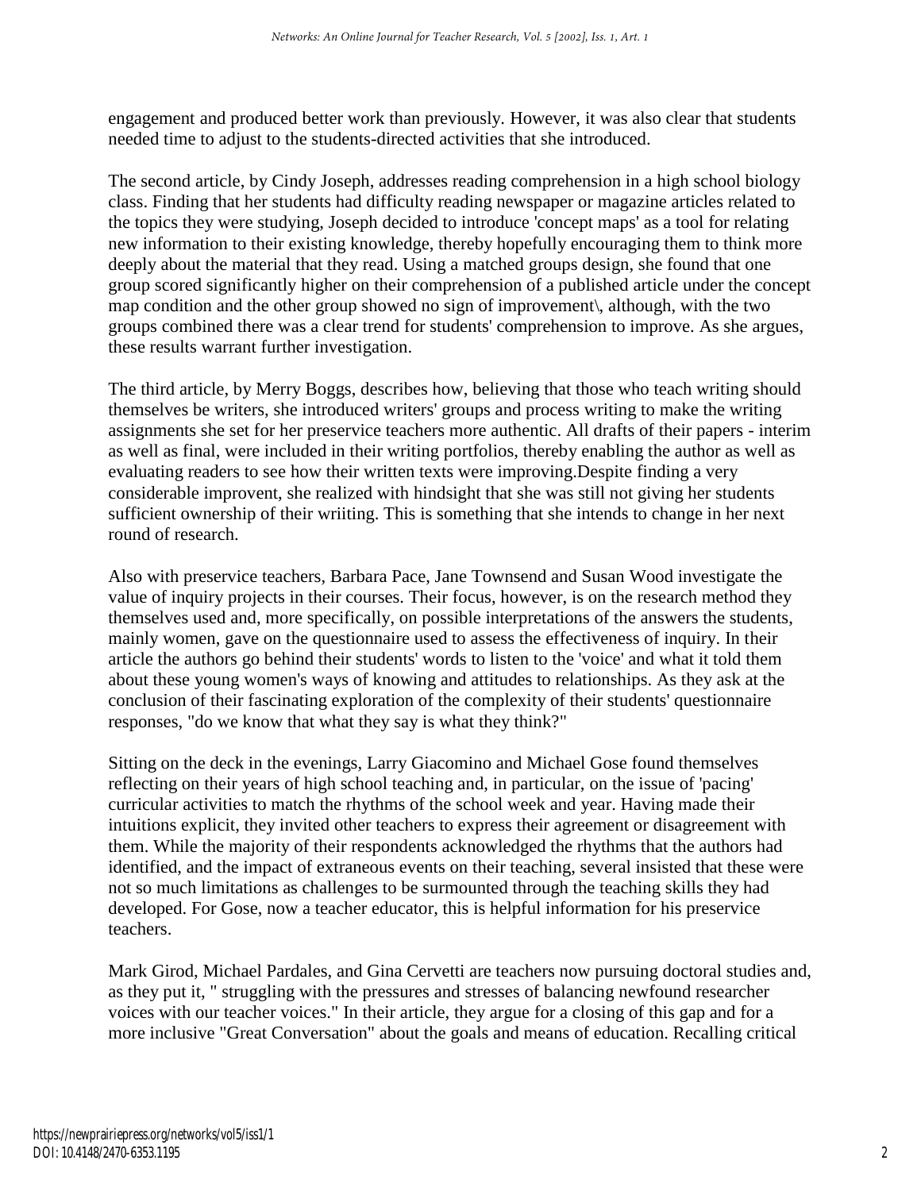engagement and produced better work than previously. However, it was also clear that students needed time to adjust to the students-directed activities that she introduced.

The second article, by Cindy Joseph, addresses reading comprehension in a high school biology class. Finding that her students had difficulty reading newspaper or magazine articles related to the topics they were studying, Joseph decided to introduce 'concept maps' as a tool for relating new information to their existing knowledge, thereby hopefully encouraging them to think more deeply about the material that they read. Using a matched groups design, she found that one group scored significantly higher on their comprehension of a published article under the concept map condition and the other group showed no sign of improvement\, although, with the two groups combined there was a clear trend for students' comprehension to improve. As she argues, these results warrant further investigation.

The third article, by Merry Boggs, describes how, believing that those who teach writing should themselves be writers, she introduced writers' groups and process writing to make the writing assignments she set for her preservice teachers more authentic. All drafts of their papers - interim as well as final, were included in their writing portfolios, thereby enabling the author as well as evaluating readers to see how their written texts were improving.Despite finding a very considerable improvent, she realized with hindsight that she was still not giving her students sufficient ownership of their wriiting. This is something that she intends to change in her next round of research.

Also with preservice teachers, Barbara Pace, Jane Townsend and Susan Wood investigate the value of inquiry projects in their courses. Their focus, however, is on the research method they themselves used and, more specifically, on possible interpretations of the answers the students, mainly women, gave on the questionnaire used to assess the effectiveness of inquiry. In their article the authors go behind their students' words to listen to the 'voice' and what it told them about these young women's ways of knowing and attitudes to relationships. As they ask at the conclusion of their fascinating exploration of the complexity of their students' questionnaire responses, "do we know that what they say is what they think?"

Sitting on the deck in the evenings, Larry Giacomino and Michael Gose found themselves reflecting on their years of high school teaching and, in particular, on the issue of 'pacing' curricular activities to match the rhythms of the school week and year. Having made their intuitions explicit, they invited other teachers to express their agreement or disagreement with them. While the majority of their respondents acknowledged the rhythms that the authors had identified, and the impact of extraneous events on their teaching, several insisted that these were not so much limitations as challenges to be surmounted through the teaching skills they had developed. For Gose, now a teacher educator, this is helpful information for his preservice teachers.

Mark Girod, Michael Pardales, and Gina Cervetti are teachers now pursuing doctoral studies and, as they put it, " struggling with the pressures and stresses of balancing newfound researcher voices with our teacher voices." In their article, they argue for a closing of this gap and for a more inclusive "Great Conversation" about the goals and means of education. Recalling critical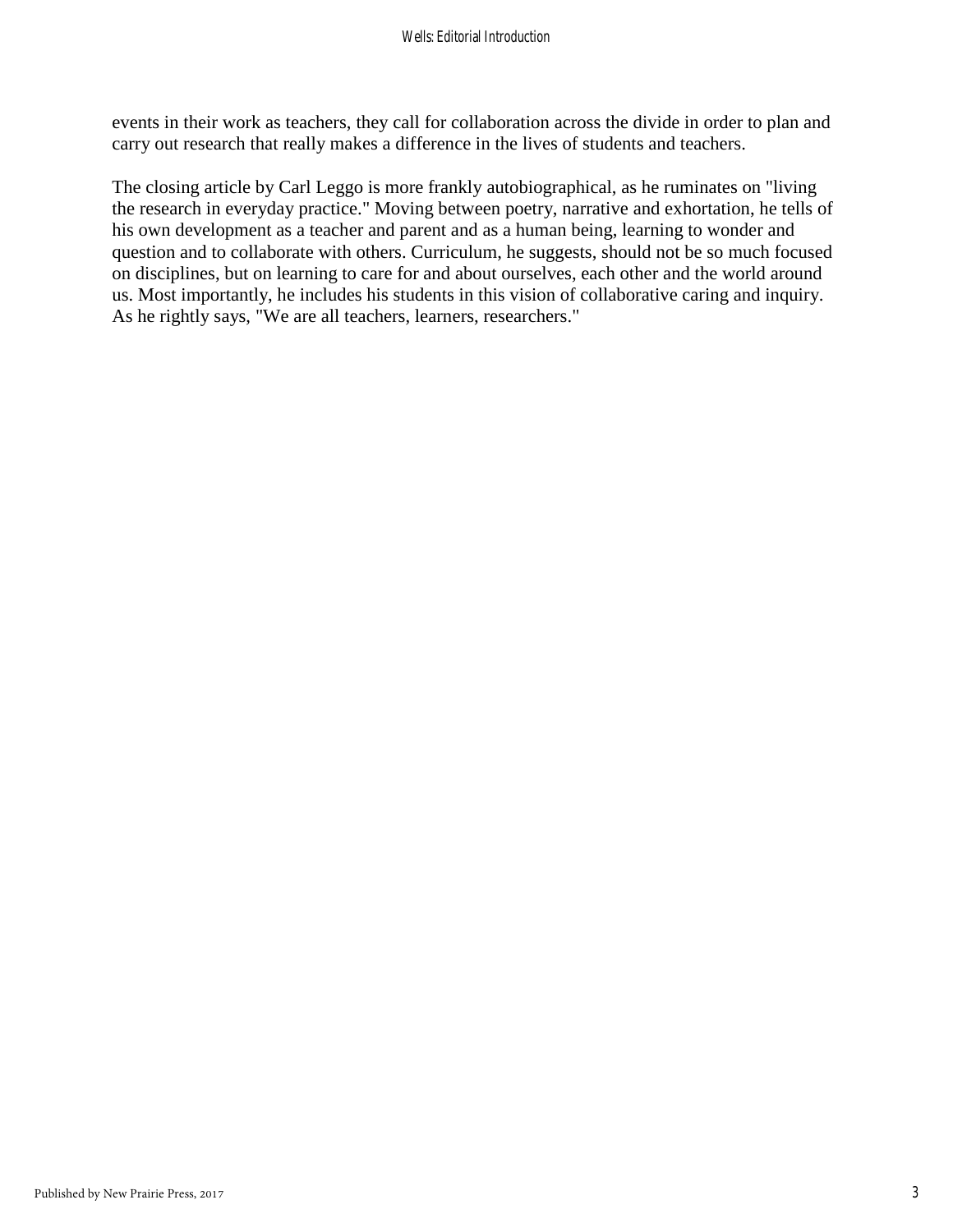events in their work as teachers, they call for collaboration across the divide in order to plan and carry out research that really makes a difference in the lives of students and teachers.

The closing article by Carl Leggo is more frankly autobiographical, as he ruminates on "living the research in everyday practice." Moving between poetry, narrative and exhortation, he tells of his own development as a teacher and parent and as a human being, learning to wonder and question and to collaborate with others. Curriculum, he suggests, should not be so much focused on disciplines, but on learning to care for and about ourselves, each other and the world around us. Most importantly, he includes his students in this vision of collaborative caring and inquiry. As he rightly says, "We are all teachers, learners, researchers."